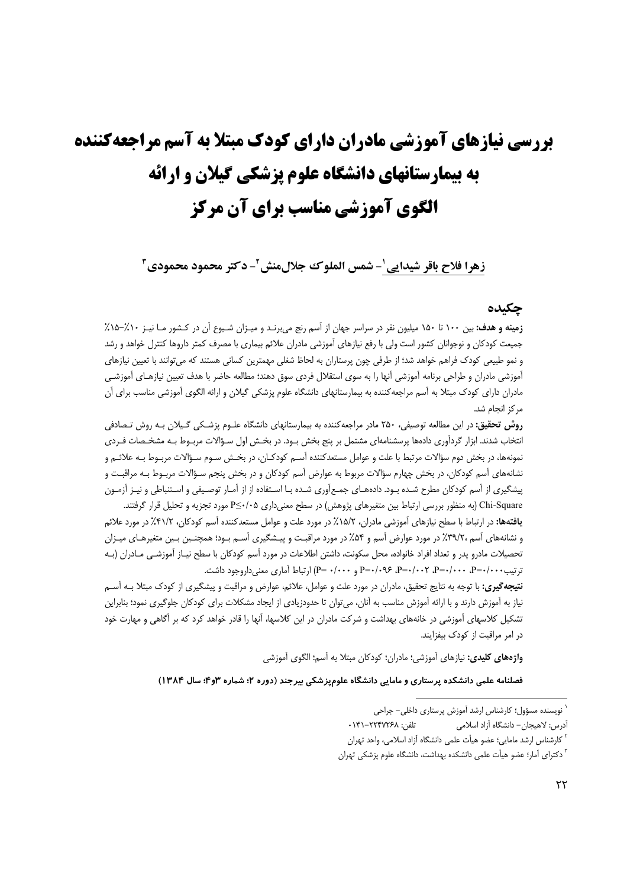# بررسی نیازهای آموزشی مادران دارای کودک مبتلا به آسم مراجعه‌کننده به بیمارستانهای دانشگاه علوم پزشکی گیلان و ارائه الگوی آموزشی مناسب برای آن مرکز

زهرا فلاح باقر شیدایی[1] - شمس الملوک جلال‌منش[2] - دکتر محمود محمودی[3]

## چکیده

**زمینه و هدف:** بین ۱۰۰ تا ۱۵۰ میلیون نفر در سراسر جهان از آسم رنج می‌برنـد و میـزان شـیوع آن در کـشور مـا نیـز ۱۰٪-۱۵٪ جمیعت کودکان و نوجوانان کشور است ولی با رفع نیازهای آموزشی مادران علائم بیماری با مصرف کمتر داروها کنترل خواهد و رشد و نمو طبیعی کودک فراهم خواهد شد؛ از طرفی چون پرستاران به لحاظ شغلی مهمترین کسانی هستند که می‌توانند با تعیین نیازهای آموزشی مادران و طراحی برنامه آموزشی آنها را به سوی استقلال فردی سوق دهند؛ مطالعه حاضر با هدف تعیین نیازهـای آموزشـی مادران دارای کودک مبتلا به آسم مراجعه‌کننده به بیمارستانهای دانشگاه علوم پزشکی گیلان و ارائه الگوی آموزشی مناسب برای آن مرکز انجام شد.

**روش تحقیق:** در این مطالعه توصیفی، ۲۵۰ مادر مراجعه‌کننده به بیمارستانهای دانشگاه علـوم پزشـکی گـیلان بـه روش تـصادفی انتخاب شدند. ابزار گردآوری داده‌ها پرسشنامه‌ای مشتمل بر پنج بخش بـود. در بخـش اول سـؤالات مربـوط بـه مشخـصات فـردی نمونه‌ها، در بخش دوم سؤالات مرتبط با علت و عوامل مستعدکننده آسـم کودکـان، در بخـش سـوم سـؤالات مربـوط بـه علائـم و نشانه‌های آسم کودکان، در بخش چهارم سؤالات مربوط به عوارض آسم کودکان و در بخش پنجم سـؤالات مربـوط بـه مراقبـت و پیشگیری از آسم کودکان مطرح شـده بـود. داده‌هـای جمـع‌آوری شـده بـا اسـتفاده از آمـار توصـیفی و اسـتنباطی و نیـز آزمـون Chi-Square (به منظور بررسی ارتباط بین متغیرهای پژوهش) در سطح معنی‌داری P≤۰/۰۵ مورد تجزیه و تحلیل قرار گرفتند.

**یافته‌ها:** در ارتباط با سطح نیازهای آموزشی مادران، ۱۵/۲٪ در مورد علت و عوامل مستعدکننده آسم کودکان، ۴۱/۲٪ در مورد علائم و نشانه‌های آسم، ۳۹/۲٪ در مورد عوارض آسم و ۵۴٪ در مورد مراقبـت و پیـشگیری آسـم بـود؛ همچنـین بـین متغیرهـای میـزان تحصیلات مادرو پدر و تعداد افراد خانواده، محل سکونت، داشتن اطلاعات در مورد آسم کودکان با سطح نیـاز آموزشـی مـادران (بـه ترتیب P=۰/۰۰۰، P=۰/۰۰۰، P=۰/۰۰۲، P=۰/۰۹۶ و P= ۰/۰۰۰) ارتباط آماری معنی‌داروجود داشت.

**نتیجه‌گیری:** با توجه به نتایج تحقیق، مادران در مورد علت و عوامل، علائم، عوارض و مراقبت و پیشگیری از کودک مبتلا بـه آسـم نیاز به آموزش دارند و با ارائه آموزش مناسب به آنان، می‌توان تا حدودزیادی از ایجاد مشکلات برای کودکان جلوگیری نمود؛ بنابراین تشکیل کلاسهای آموزشی در خانه‌های بهداشت و شرکت مادران در این کلاسها، آنها را قادر خواهد کرد که بر آگاهی و مهارت خود در امر مراقبت از کودک بیفزایند.

**واژه‌های کلیدی:** نیازهای آموزشی؛ مادران؛ کودکان مبتلا به آسم؛ الگوی آموزشی

**فصلنامه علمی دانشکده پرستاری و مامایی دانشگاه علوم‌پزشکی بیرجند (دوره ۲؛ شماره ۳و۴؛ سال ۱۳۸۴)**

---

[1] نویسنده مسؤول؛ کارشناس ارشد آموزش پرستاری داخلی- جراحی

آدرس: لاهیجان- دانشگاه آزاد اسلامی    تلفن: ۲۲۴۷۲۶۸-۰۱۴۱

[2] کارشناس ارشد مامایی؛ عضو هیأت علمی دانشگاه آزاد اسلامی، واحد تهران

[3] دکترای آمار؛ عضو هیأت علمی دانشکده بهداشت، دانشگاه علوم پزشکی تهران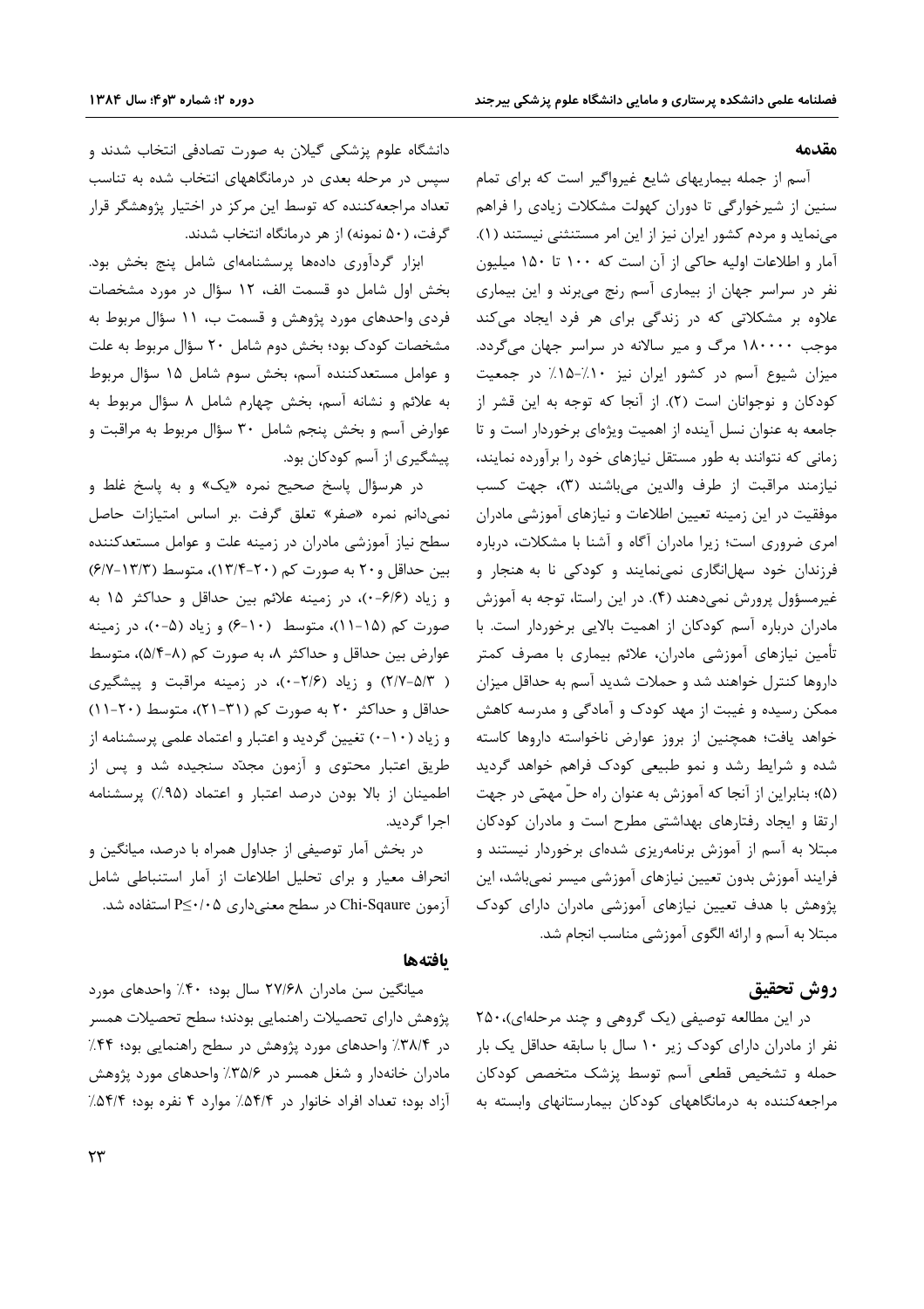## مقدمه

آسم از جمله بیماریهای شایع غیرواگیر است که برای تمام سنین از شیرخوارگی تا دوران کهولت مشکلات زیادی را فراهم می‌نماید و مردم کشور ایران نیز از این امر مستثنی نیستند (۱). آمار و اطلاعات اولیه حاکی از آن است که ۱۰۰ تا ۱۵۰ میلیون نفر در سراسر جهان از بیماری آسم رنج می‌برند و این بیماری علاوه بر مشکلاتی که در زندگی برای هر فرد ایجاد می‌کند موجب ۱۸۰۰۰۰ مرگ و میر سالانه در سراسر جهان می‌گردد. میزان شیوع آسم در کشور ایران نیز ۱۰٪-۱۵٪ در جمعیت کودکان و نوجوانان است (۲). از آنجا که توجه به این قشر از جامعه به عنوان نسل آینده از اهمیت ویژه‌ای برخوردار است و تا زمانی که نتوانند به طور مستقل نیازهای خود را برآورده نمایند، نیازمند مراقبت از طرف والدین می‌باشند (۳)، جهت کسب موفقیت در این زمینه تعیین اطلاعات و نیازهای آموزشی مادران امری ضروری است؛ زیرا مادران آگاه و آشنا با مشکلات، درباره فرزندان خود سهل‌انگاری نمی‌نمایند و کودکی نا به هنجار و غیرمسؤول پرورش نمی‌دهند (۴). در این راستا، توجه به آموزش مادران درباره آسم کودکان از اهمیت بالایی برخوردار است. با تأمین نیازهای آموزشی مادران، علائم بیماری با مصرف کمتر داروها کنترل خواهد شد و حملات شدید آسم به حداقل میزان ممکن رسیده و غیبت از مهد کودک و آمادگی و مدرسه کاهش خواهد یافت؛ همچنین از بروز عوارض ناخواسته داروها کاسته شده و شرایط رشد و نمو طبیعی کودک فراهم خواهد گردید (۵)؛ بنابراین از آنجا که آموزش به عنوان راه حلّ مهمّی در جهت ارتقا و ایجاد رفتارهای بهداشتی مطرح است و مادران کودکان مبتلا به آسم از آموزش برنامه‌ریزی شده‌ای برخوردار نیستند و فرایند آموزش بدون تعیین نیازهای آموزشی میسر نمی‌باشد، این پژوهش با هدف تعیین نیازهای آموزشی مادران دارای کودک مبتلا به آسم و ارائه الگوی آموزشی مناسب انجام شد.

## روش تحقیق

در این مطالعه توصیفی (یک گروهی و چند مرحله‌ای)، ۲۵۰ نفر از مادران دارای کودک زیر ۱۰ سال با سابقه حداقل یک بار حمله و تشخیص قطعی آسم توسط پزشک متخصص کودکان مراجعه‌کننده به درمانگاههای کودکان بیمارستانهای وابسته به دانشگاه علوم پزشکی گیلان به صورت تصادفی انتخاب شدند و سپس در مرحله بعدی در درمانگاههای انتخاب شده به تناسب تعداد مراجعه‌کننده که توسط این مرکز در اختیار پژوهشگر قرار گرفت، (۵۰ نمونه) از هر درمانگاه انتخاب شدند.

ابزار گردآوری داده‌ها پرسشنامه‌ای شامل پنج بخش بود. بخش اول شامل دو قسمت الف، ۱۲ سؤال در مورد مشخصات فردی واحدهای مورد پژوهش و قسمت ب، ۱۱ سؤال مربوط به مشخصات کودک بود؛ بخش دوم شامل ۲۰ سؤال مربوط به علت و عوامل مستعدکننده آسم، بخش سوم شامل ۱۵ سؤال مربوط به علائم و نشانه آسم، بخش چهارم شامل ۸ سؤال مربوط به عوارض آسم و بخش پنجم شامل ۳۰ سؤال مربوط به مراقبت و پیشگیری از آسم کودکان بود.

در هرسؤال پاسخ صحیح نمره «یک» و به پاسخ غلط و نمی‌دانم نمره «صفر» تعلق گرفت .بر اساس امتیازات حاصل سطح نیاز آموزشی مادران در زمینه علت و عوامل مستعدکننده بین حداقل و۲۰ به صورت کم (۲۰-۱۳/۴)، متوسط (۱۳/۳-۶/۷) و زیاد (۶/۶-۰)، در زمینه علائم بین حداقل و حداکثر ۱۵ به صورت کم (۱۵-۱۱)، متوسط (۱۰-۶) و زیاد (۵-۰)، در زمینه عوارض بین حداقل و حداکثر ۸، به صورت کم (۸-۵/۴)، متوسط ( ۵/۳-۲/۷) و زیاد (۲/۶-۰)، در زمینه مراقبت و پیشگیری حداقل و حداکثر ۲۰ به صورت کم (۳۱-۲۱)، متوسط (۲۰-۱۱) و زیاد (۱۰-۰) تعیین گردید و اعتبار و اعتماد علمی پرسشنامه از طریق اعتبار محتوی و آزمون مجدّد سنجیده شد و پس از اطمینان از بالا بودن درصد اعتبار و اعتماد (۹۵٪) پرسشنامه اجرا گردید.

در بخش آمار توصیفی از جداول همراه با درصد، میانگین و انحراف معیار و برای تحلیل اطلاعات از آمار استنباطی شامل آزمون Chi-Sqaure در سطح معنی‌داری $P\leq 0/05$ استفاده شد.

## یافته‌ها

میانگین سن مادران ۲۷/۶۸ سال بود؛ ۴۰٪ واحدهای مورد پژوهش دارای تحصیلات راهنمایی بودند؛ سطح تحصیلات همسر در ۳۸/۴٪ واحدهای مورد پژوهش در سطح راهنمایی بود؛ ۴۴٪ مادران خانه‌دار و شغل همسر در ۳۵/۶٪ واحدهای مورد پژوهش آزاد بود؛ تعداد افراد خانوار در ۵۴/۴٪ موارد ۴ نفره بود؛ ۵۴/۴٪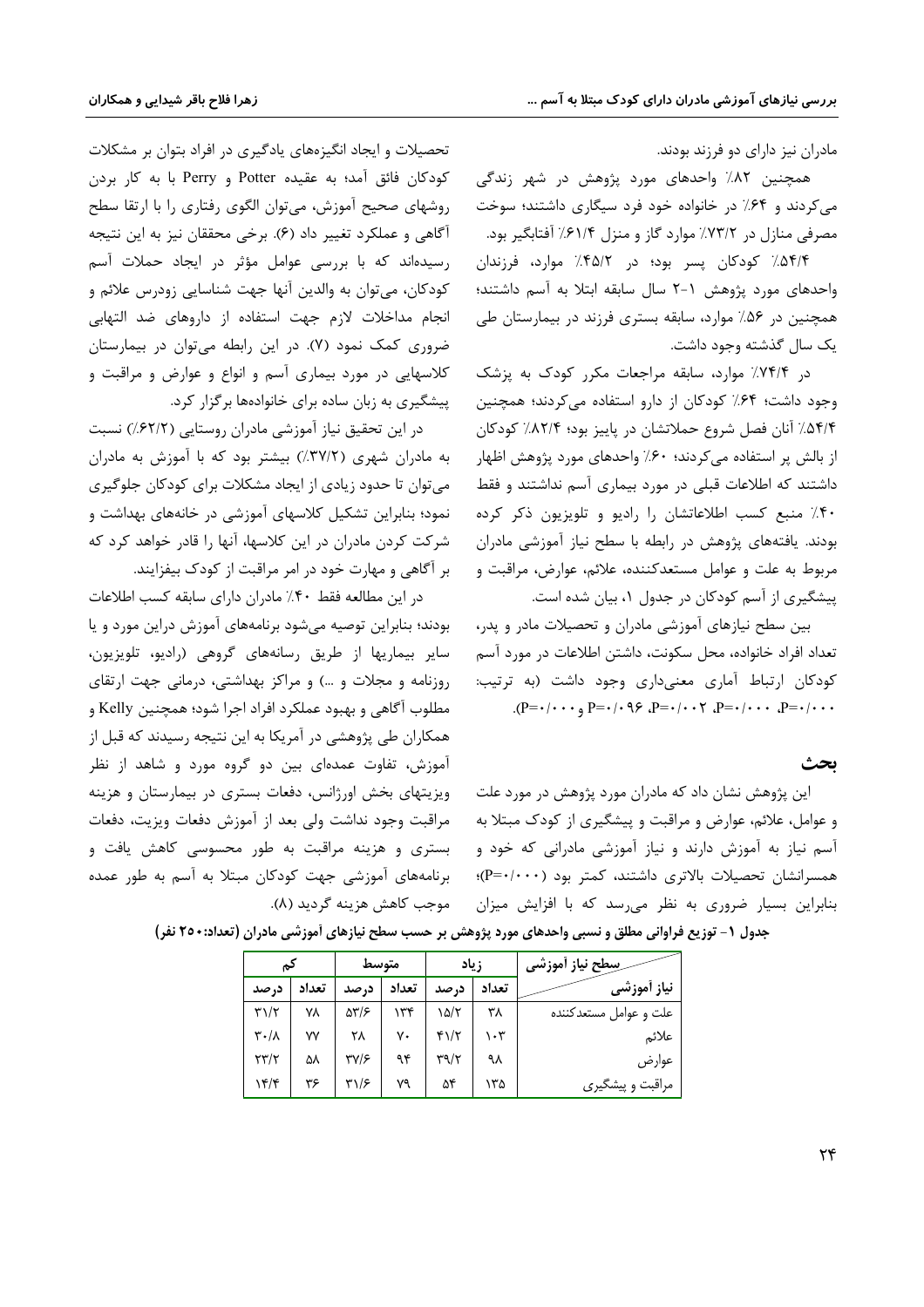مادران نیز دارای دو فرزند بودند.

همچنین ۸۲٪ واحدهای مورد پژوهش در شهر زندگی می‌کردند و ۶۴٪ در خانواده خود فرد سیگاری داشتند؛ سوخت مصرفی منازل در ۷۳/۲٪ موارد گاز و منزل ۶۱/۴٪ آفتابگیر بود.

۵۴/۴٪ کودکان پسر بود؛ در ۴۵/۲٪ موارد، فرزندان واحدهای مورد پژوهش ۱-۲ سال سابقه ابتلا به آسم داشتند؛ همچنین در ۵۶٪ موارد، سابقه بستری فرزند در بیمارستان طی یک سال گذشته وجود داشت.

در ۷۴/۴٪ موارد، سابقه مراجعات مکرر کودک به پزشک وجود داشت؛ ۶۴٪ کودکان از دارو استفاده می‌کردند؛ همچنین ۵۴/۴٪ آنان فصل شروع حملاتشان در پاییز بود؛ ۸۲/۴٪ کودکان از بالش پر استفاده می‌کردند؛ ۶۰٪ واحدهای مورد پژوهش اظهار داشتند که اطلاعات قبلی در مورد بیماری آسم نداشتند و فقط ۴۰٪ منبع کسب اطلاعاتشان را رادیو و تلویزیون ذکر کرده بودند. یافته‌های پژوهش در رابطه با سطح نیاز آموزشی مادران مربوط به علت و عوامل مستعدکننده، علائم، عوارض، مراقبت و پیشگیری از آسم کودکان در جدول ۱، بیان شده است.

بین سطح نیازهای آموزشی مادران و تحصیلات مادر و پدر، تعداد افراد خانواده، محل سکونت، داشتن اطلاعات در مورد آسم کودکان ارتباط آماری معنی‌داری وجود داشت (به ترتیب: P=۰/۰۰۰، P=۰/۰۰۰، P=۰/۰۰۲، P=۰/۰۹۶ و P=۰/۰۰۰).

## بحث

این پژوهش نشان داد که مادران مورد پژوهش در مورد علت و عوامل، علائم، عوارض و مراقبت و پیشگیری از کودک مبتلا به آسم نیاز به آموزش دارند و نیاز آموزشی مادرانی که خود و همسرانشان تحصیلات بالاتری داشتند، کمتر بود (P=۰/۰۰۰)؛ بنابراین بسیار ضروری به نظر می‌رسد که با افزایش میزان تحصیلات و ایجاد انگیزه‌های یادگیری در افراد بتوان بر مشکلات کودکان فائق آمد؛ به عقیده Potter و Perry با به کار بردن روشهای صحیح آموزش، می‌توان الگوی رفتاری را با ارتقا سطح آگاهی و عملکرد تغییر داد (۶). برخی محققان نیز به این نتیجه رسیده‌اند که با بررسی عوامل مؤثر در ایجاد حملات آسم کودکان، می‌توان به والدین آنها جهت شناسایی زودرس علائم و انجام مداخلات لازم جهت استفاده از داروهای ضد التهابی ضروری کمک نمود (۷). در این رابطه می‌توان در بیمارستان کلاسهایی در مورد بیماری آسم و انواع و عوارض و مراقبت و پیشگیری به زبان ساده برای خانواده‌ها برگزار کرد.

در این تحقیق نیاز آموزشی مادران روستایی (۶۲/۲٪) نسبت به مادران شهری (۳۷/۲٪) بیشتر بود که با آموزش به مادران می‌توان تا حدود زیادی از ایجاد مشکلات برای کودکان جلوگیری نمود؛ بنابراین تشکیل کلاسهای آموزشی در خانه‌های بهداشت و شرکت کردن مادران در این کلاسها، آنها را قادر خواهد کرد که بر آگاهی و مهارت خود در امر مراقبت از کودک بیفزایند.

در این مطالعه فقط ۴۰٪ مادران دارای سابقه کسب اطلاعات بودند؛ بنابراین توصیه می‌شود برنامه‌های آموزش دراین مورد و یا سایر بیماریها از طریق رسانه‌های گروهی (رادیو، تلویزیون، روزنامه و مجلات و ...) و مراکز بهداشتی، درمانی جهت ارتقای مطلوب آگاهی و بهبود عملکرد افراد اجرا شود؛ همچنین Kelly و همکاران طی پژوهشی در آمریکا به این نتیجه رسیدند که قبل از آموزش، تفاوت عمده‌ای بین دو گروه مورد و شاهد از نظر ویزیتهای بخش اورژانس، دفعات بستری در بیمارستان و هزینه مراقبت وجود نداشت ولی بعد از آموزش دفعات ویزیت، دفعات بستری و هزینه مراقبت به طور محسوسی کاهش یافت و برنامه‌های آموزشی جهت کودکان مبتلا به آسم به طور عمده موجب کاهش هزینه گردید (۸).

**جدول ۱- توزیع فراوانی مطلق و نسبی واحدهای مورد پژوهش بر حسب سطح نیازهای آموزشی مادران (تعداد:۲۵۰ نفر)**

| نیاز آموزشی / سطح نیاز آموزشی | زیاد | | متوسط | | کم | |
|---|---|---|---|---|---|---|
| | تعداد | درصد | تعداد | درصد | تعداد | درصد |
| علت و عوامل مستعدکننده | ۳۸ | ۱۵/۲ | ۱۳۴ | ۵۳/۶ | ۷۸ | ۳۱/۲ |
| علائم | ۱۰۳ | ۴۱/۲ | ۷۰ | ۲۸ | ۷۷ | ۳۰/۸ |
| عوارض | ۹۸ | ۳۹/۲ | ۹۴ | ۳۷/۶ | ۵۸ | ۲۳/۲ |
| مراقبت و پیشگیری | ۱۳۵ | ۵۴ | ۷۹ | ۳۱/۶ | ۳۶ | ۱۴/۴ |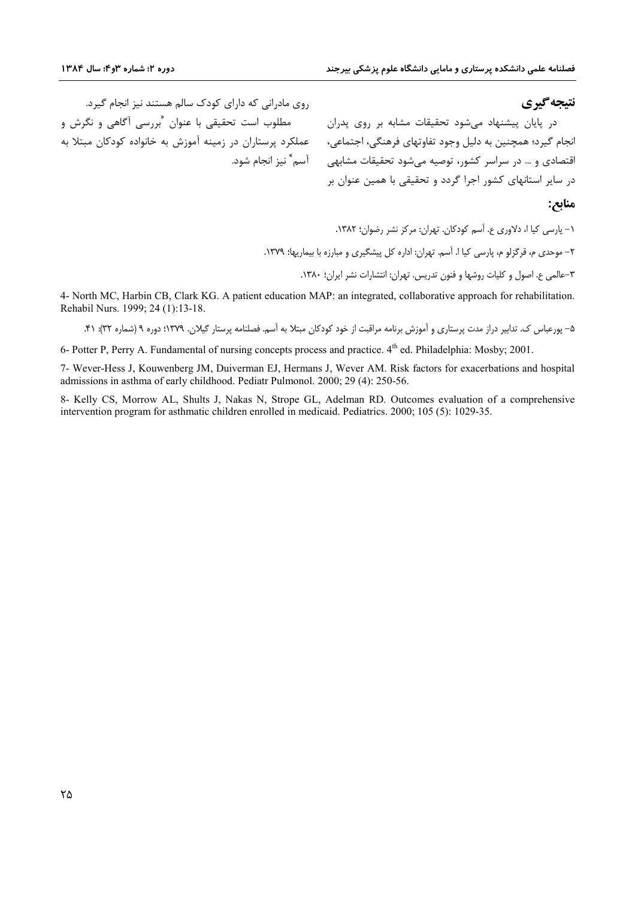## نتیجه‌گیری

در پایان پیشنهاد می‌شود تحقیقات مشابه بر روی پدران انجام گیرد؛ همچنین به دلیل وجود تفاوتهای فرهنگی، اجتماعی، اقتصادی و ... در سراسر کشور، توصیه می‌شود تحقیقات مشابهی در سایر استانهای کشور اجرا گردد و تحقیقی با همین عنوان بر روی مادرانی که دارای کودک سالم هستند نیز انجام گیرد.

مطلوب است تحقیقی با عنوان "بررسی آگاهی و نگرش و عملکرد پرستاران در زمینه آموزش به خانواده کودکان مبتلا به آسم" نیز انجام شود.

## منابع:

۱- پارسی کیا ا، دلاوری ع. آسم کودکان. تهران: مرکز نشر رضوان؛ ۱۳۸۲.

۲- موحدی م، قرگزلو م، پارسی کیا ا. آسم. تهران: اداره کل پیشگیری و مبارزه با بیماریها؛ ۱۳۷۹.

۳-عالمی ع. اصول و کلیات روشها و فنون تدریس. تهران: انتشارات نشر ایران؛ ۱۳۸۰.

4- North MC, Harbin CB, Clark KG. A patient education MAP: an integrated, collaborative approach for rehabilitation. Rehabil Nurs. 1999; 24 (1):13-18.

۵- پورعباس ک. تدابیر دراز مدت پرستاری و آموزش برنامه مراقبت از خود کودکان مبتلا به آسم. فصلنامه پرستار گیلان. ۱۳۷۹؛ دوره ۹ (شماره ۳۲): ۴۱.

6- Potter P, Perry A. Fundamental of nursing concepts process and practice. 4th ed. Philadelphia: Mosby; 2001.

7- Wever-Hess J, Kouwenberg JM, Duiverman EJ, Hermans J, Wever AM. Risk factors for exacerbations and hospital admissions in asthma of early childhood. Pediatr Pulmonol. 2000; 29 (4): 250-56.

8- Kelly CS, Morrow AL, Shults J, Nakas N, Strope GL, Adelman RD. Outcomes evaluation of a comprehensive intervention program for asthmatic children enrolled in medicaid. Pediatrics. 2000; 105 (5): 1029-35.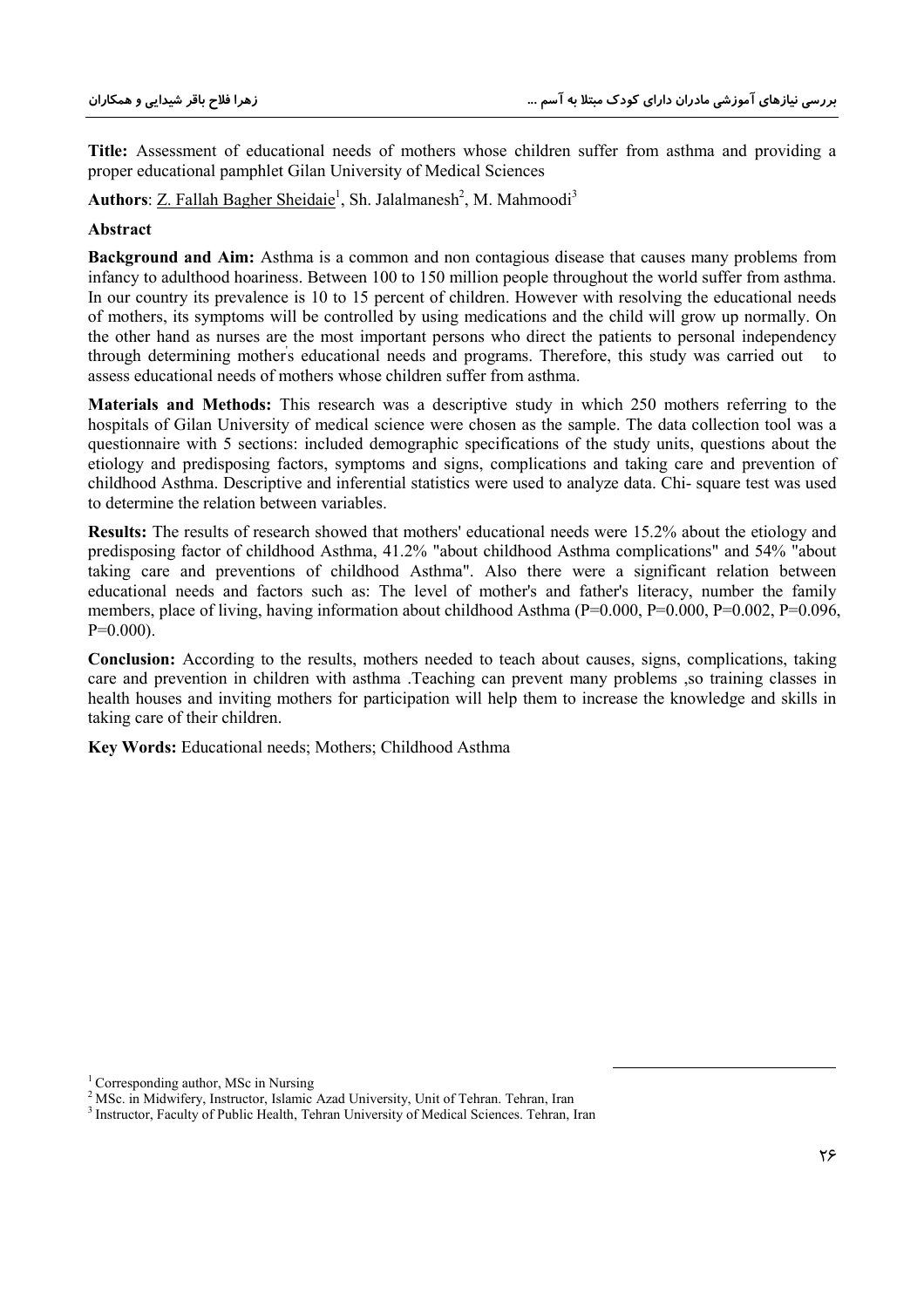**Title:** Assessment of educational needs of mothers whose children suffer from asthma and providing a proper educational pamphlet Gilan University of Medical Sciences

**Authors**: Z. Fallah Bagher Sheidaie[1], Sh. Jalalmanesh[2], M. Mahmoodi[3]

**Abstract**

**Background and Aim:** Asthma is a common and non contagious disease that causes many problems from infancy to adulthood hoariness. Between 100 to 150 million people throughout the world suffer from asthma. In our country its prevalence is 10 to 15 percent of children. However with resolving the educational needs of mothers, its symptoms will be controlled by using medications and the child will grow up normally. On the other hand as nurses are the most important persons who direct the patients to personal independency through determining mother's educational needs and programs. Therefore, this study was carried out to assess educational needs of mothers whose children suffer from asthma.

**Materials and Methods:** This research was a descriptive study in which 250 mothers referring to the hospitals of Gilan University of medical science were chosen as the sample. The data collection tool was a questionnaire with 5 sections: included demographic specifications of the study units, questions about the etiology and predisposing factors, symptoms and signs, complications and taking care and prevention of childhood Asthma. Descriptive and inferential statistics were used to analyze data. Chi- square test was used to determine the relation between variables.

**Results:** The results of research showed that mothers' educational needs were 15.2% about the etiology and predisposing factor of childhood Asthma, 41.2% "about childhood Asthma complications" and 54% "about taking care and preventions of childhood Asthma". Also there were a significant relation between educational needs and factors such as: The level of mother's and father's literacy, number the family members, place of living, having information about childhood Asthma (P=0.000, P=0.000, P=0.002, P=0.096, P=0.000).

**Conclusion:** According to the results, mothers needed to teach about causes, signs, complications, taking care and prevention in children with asthma .Teaching can prevent many problems ,so training classes in health houses and inviting mothers for participation will help them to increase the knowledge and skills in taking care of their children.

**Key Words:** Educational needs; Mothers; Childhood Asthma

---

[1] Corresponding author, MSc in Nursing

[2] MSc. in Midwifery, Instructor, Islamic Azad University, Unit of Tehran. Tehran, Iran

[3] Instructor, Faculty of Public Health, Tehran University of Medical Sciences. Tehran, Iran